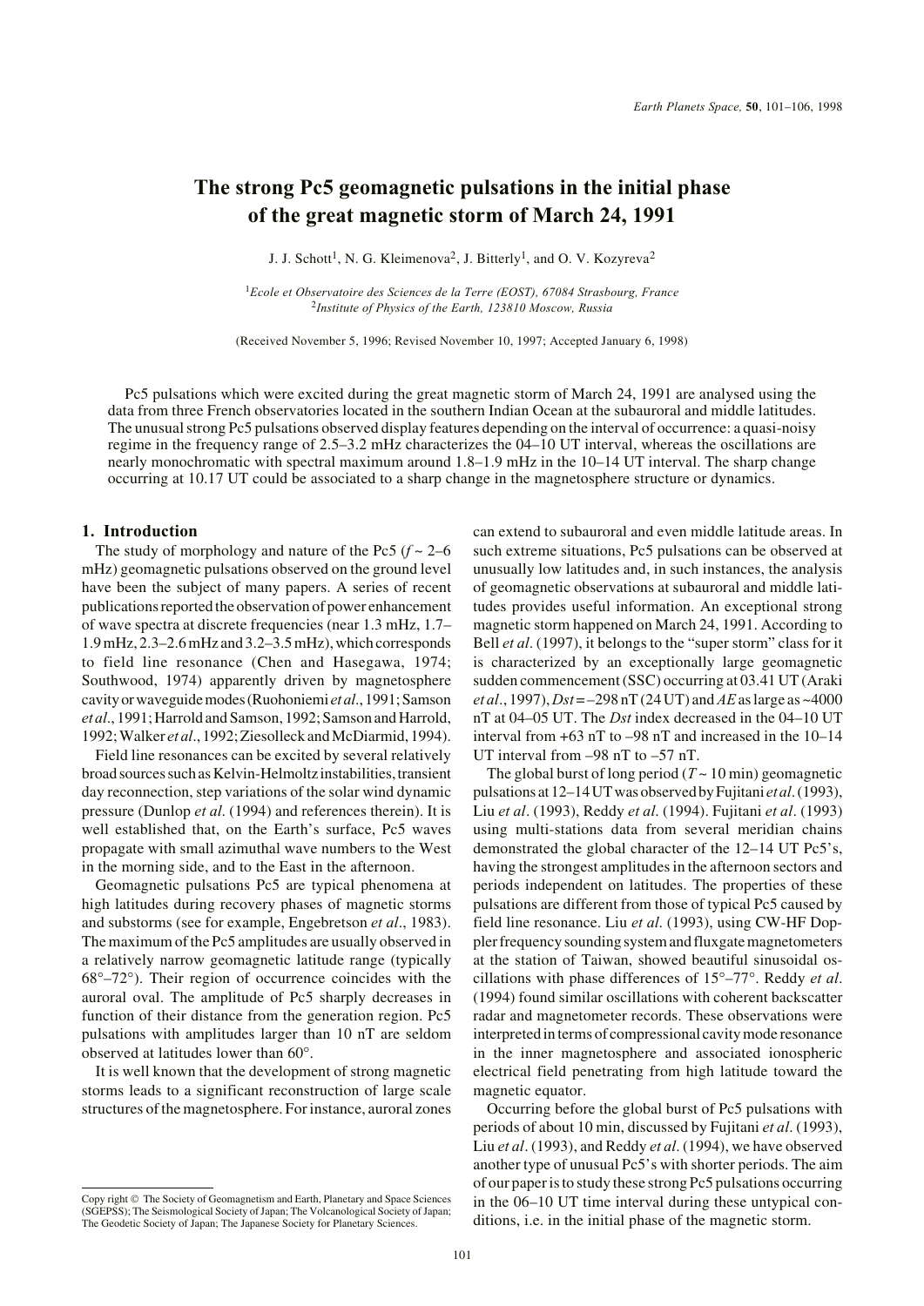# The strong Pc5 geomagnetic pulsations in the initial phase of the great magnetic storm of March 24, 1991

J. J. Schott[1], N. G. Kleimenova[2], J. Bitterly[1], and O. V. Kozyreva[2]

[1]*Ecole et Observatoire des Sciences de la Terre (EOST), 67084 Strasbourg, France*
[2]*Institute of Physics of the Earth, 123810 Moscow, Russia*

(Received November 5, 1996; Revised November 10, 1997; Accepted January 6, 1998)

Pc5 pulsations which were excited during the great magnetic storm of March 24, 1991 are analysed using the data from three French observatories located in the southern Indian Ocean at the subauroral and middle latitudes. The unusual strong Pc5 pulsations observed display features depending on the interval of occurrence: a quasi-noisy regime in the frequency range of 2.5–3.2 mHz characterizes the 04–10 UT interval, whereas the oscillations are nearly monochromatic with spectral maximum around 1.8–1.9 mHz in the 10–14 UT interval. The sharp change occurring at 10.17 UT could be associated to a sharp change in the magnetosphere structure or dynamics.

## 1. Introduction

The study of morphology and nature of the Pc5 ($f \sim 2$–6 mHz) geomagnetic pulsations observed on the ground level have been the subject of many papers. A series of recent publications reported the observation of power enhancement of wave spectra at discrete frequencies (near 1.3 mHz, 1.7–1.9 mHz, 2.3–2.6 mHz and 3.2–3.5 mHz), which corresponds to field line resonance (Chen and Hasegawa, 1974; Southwood, 1974) apparently driven by magnetosphere cavity or waveguide modes (Ruohoniemi *et al*., 1991; Samson *et al*., 1991; Harrold and Samson, 1992; Samson and Harrold, 1992; Walker *et al*., 1992; Ziesolleck and McDiarmid, 1994).

Field line resonances can be excited by several relatively broad sources such as Kelvin-Helmoltz instabilities, transient day reconnection, step variations of the solar wind dynamic pressure (Dunlop *et al.* (1994) and references therein). It is well established that, on the Earth's surface, Pc5 waves propagate with small azimuthal wave numbers to the West in the morning side, and to the East in the afternoon.

Geomagnetic pulsations Pc5 are typical phenomena at high latitudes during recovery phases of magnetic storms and substorms (see for example, Engebretson *et al*., 1983). The maximum of the Pc5 amplitudes are usually observed in a relatively narrow geomagnetic latitude range (typically 68°–72°). Their region of occurrence coincides with the auroral oval. The amplitude of Pc5 sharply decreases in function of their distance from the generation region. Pc5 pulsations with amplitudes larger than 10 nT are seldom observed at latitudes lower than 60°.

It is well known that the development of strong magnetic storms leads to a significant reconstruction of large scale structures of the magnetosphere. For instance, auroral zones can extend to subauroral and even middle latitude areas. In such extreme situations, Pc5 pulsations can be observed at unusually low latitudes and, in such instances, the analysis of geomagnetic observations at subauroral and middle latitudes provides useful information. An exceptional strong magnetic storm happened on March 24, 1991. According to Bell *et al*. (1997), it belongs to the "super storm" class for it is characterized by an exceptionally large geomagnetic sudden commencement (SSC) occurring at 03.41 UT (Araki *et al*., 1997), $Dst = -298$ nT (24 UT) and $AE$ as large as ~4000 nT at 04–05 UT. The $Dst$ index decreased in the 04–10 UT interval from +63 nT to –98 nT and increased in the 10–14 UT interval from –98 nT to –57 nT.

The global burst of long period ($T \sim 10$ min) geomagnetic pulsations at 12–14 UT was observed by Fujitani *et al*. (1993), Liu *et al*. (1993), Reddy *et al*. (1994). Fujitani *et al*. (1993) using multi-stations data from several meridian chains demonstrated the global character of the 12–14 UT Pc5's, having the strongest amplitudes in the afternoon sectors and periods independent on latitudes. The properties of these pulsations are different from those of typical Pc5 caused by field line resonance. Liu *et al*. (1993), using CW-HF Doppler frequency sounding system and fluxgate magnetometers at the station of Taiwan, showed beautiful sinusoidal oscillations with phase differences of 15°–77°. Reddy *et al*. (1994) found similar oscillations with coherent backscatter radar and magnetometer records. These observations were interpreted in terms of compressional cavity mode resonance in the inner magnetosphere and associated ionospheric electrical field penetrating from high latitude toward the magnetic equator.

Occurring before the global burst of Pc5 pulsations with periods of about 10 min, discussed by Fujitani *et al*. (1993), Liu *et al*. (1993), and Reddy *et al*. (1994), we have observed another type of unusual Pc5's with shorter periods. The aim of our paper is to study these strong Pc5 pulsations occurring in the 06–10 UT time interval during these untypical conditions, i.e. in the initial phase of the magnetic storm.

Copy right © The Society of Geomagnetism and Earth, Planetary and Space Sciences (SGEPSS); The Seismological Society of Japan; The Volcanological Society of Japan; The Geodetic Society of Japan; The Japanese Society for Planetary Sciences.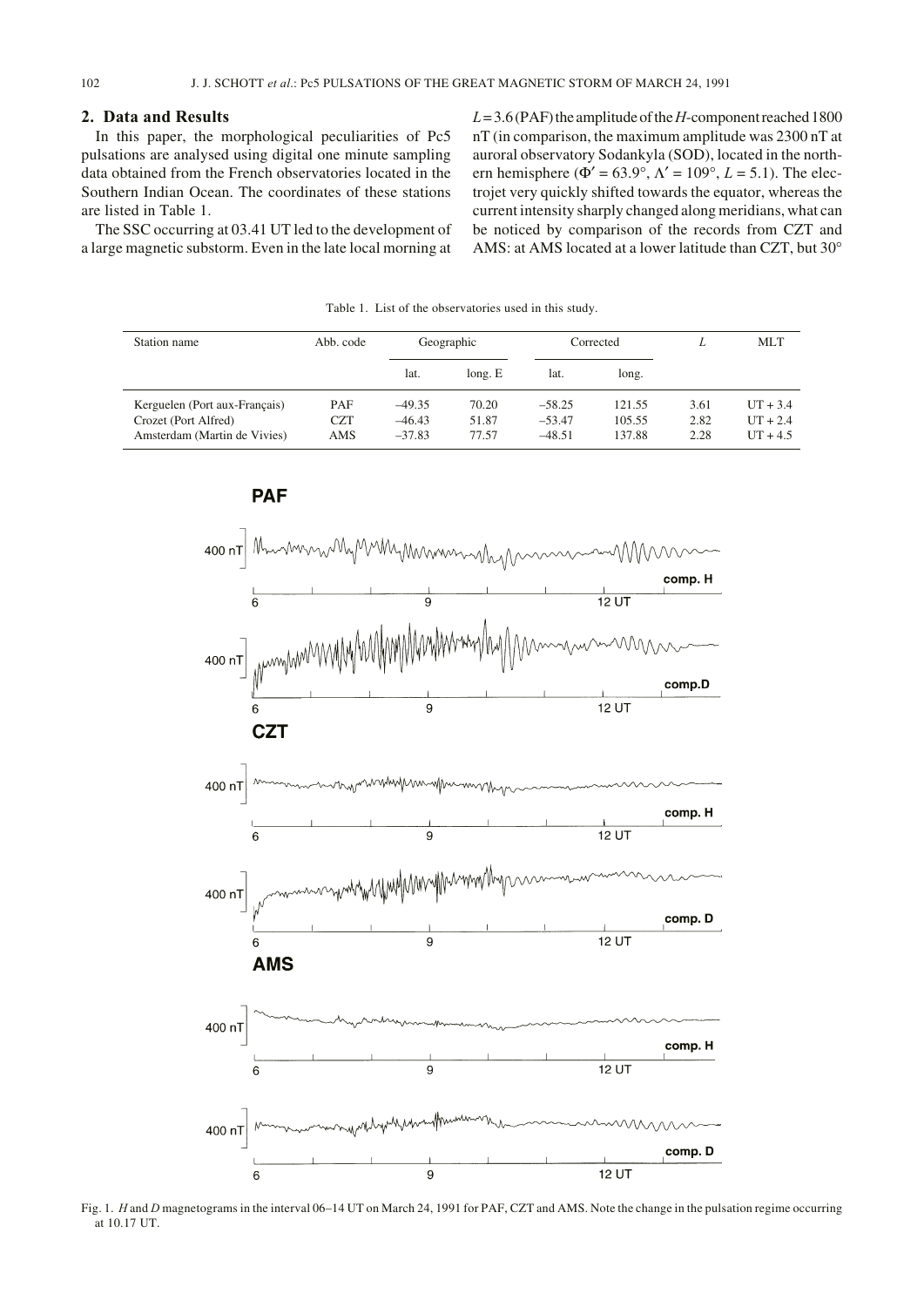## 2. Data and Results

In this paper, the morphological peculiarities of Pc5 pulsations are analysed using digital one minute sampling data obtained from the French observatories located in the Southern Indian Ocean. The coordinates of these stations are listed in Table 1.

The SSC occurring at 03.41 UT led to the development of a large magnetic substorm. Even in the late local morning at $L = 3.6$ (PAF) the amplitude of the $H$-component reached 1800 nT (in comparison, the maximum amplitude was 2300 nT at auroral observatory Sodankyla (SOD), located in the northern hemisphere ($\Phi' = 63.9°$, $\Lambda' = 109°$, $L = 5.1$). The electrojet very quickly shifted towards the equator, whereas the current intensity sharply changed along meridians, what can be noticed by comparison of the records from CZT and AMS: at AMS located at a lower latitude than CZT, but 30°

Table 1. List of the observatories used in this study.

| Station name | Abb. code | Geographic | | Corrected | | $L$ | MLT |
|---|---|---|---|---|---|---|---|
| | | lat. | long. E | lat. | long. | | |
| Kerguelen (Port aux-Français) | PAF | –49.35 | 70.20 | –58.25 | 121.55 | 3.61 | UT + 3.4 |
| Crozet (Port Alfred) | CZT | –46.43 | 51.87 | –53.47 | 105.55 | 2.82 | UT + 2.4 |
| Amsterdam (Martin de Vivies) | AMS | –37.83 | 77.57 | –48.51 | 137.88 | 2.28 | UT + 4.5 |

PAF

400 nT

comp. H

6 9 12 UT

400 nT

comp.D

6 9 12 UT

CZT

400 nT

comp. H

6 9 12 UT

400 nT

comp. D

6 9 12 UT

AMS

400 nT

comp. H

6 9 12 UT

400 nT

comp. D

6 9 12 UT

Fig. 1. $H$ and $D$ magnetograms in the interval 06–14 UT on March 24, 1991 for PAF, CZT and AMS. Note the change in the pulsation regime occurring at 10.17 UT.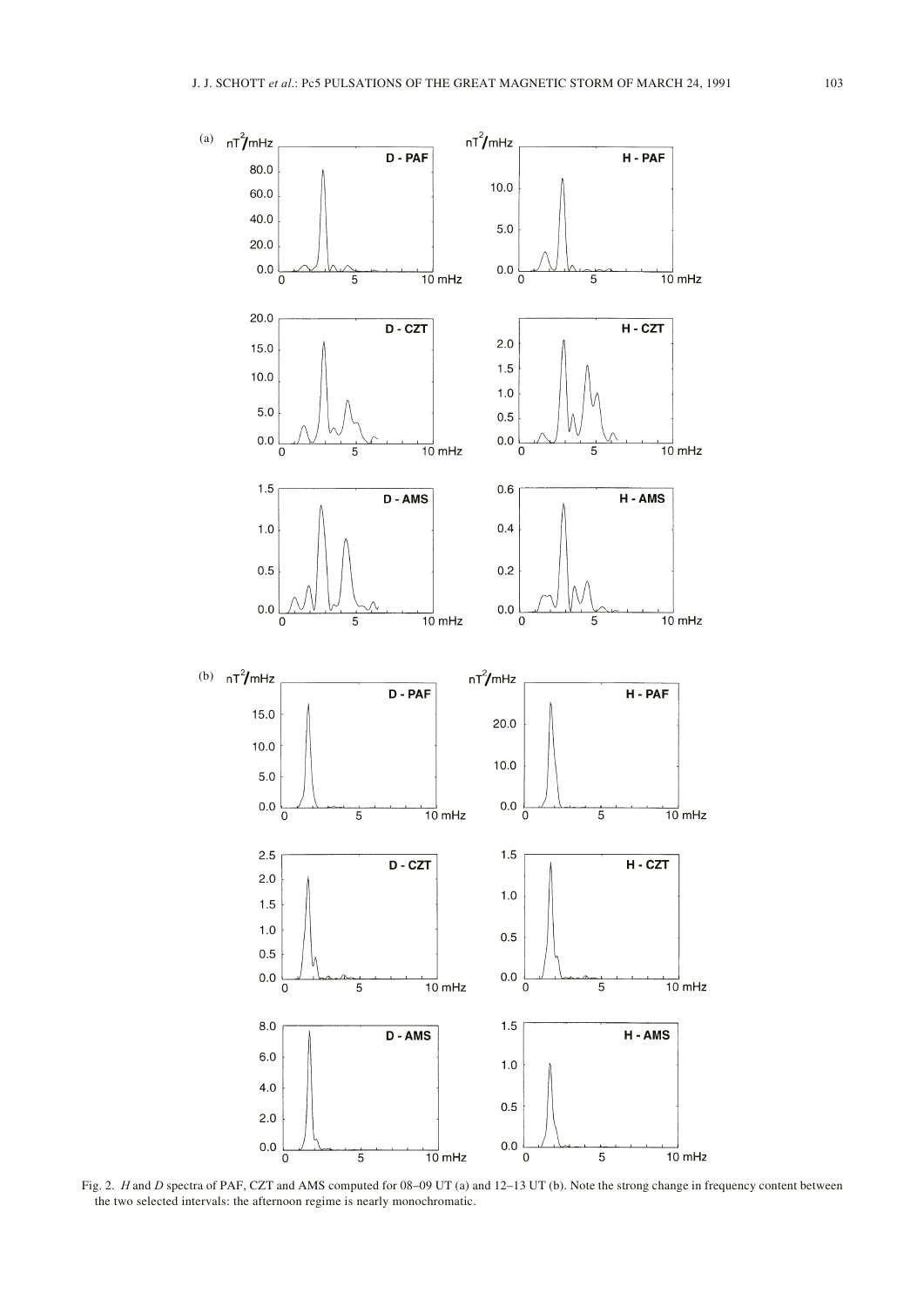(a)

nT²/mHz

D - PAF

80.0
60.0
40.0
20.0
0.0

0 5 10 mHz

nT²/mHz

H - PAF

10.0
5.0
0.0

0 5 10 mHz

D - CZT

20.0
15.0
10.0
5.0
0.0

0 5 10 mHz

H - CZT

2.0
1.5
1.0
0.5
0.0

0 5 10 mHz

D - AMS

1.5
1.0
0.5
0.0

0 5 10 mHz

H - AMS

0.6
0.4
0.2
0.0

0 5 10 mHz

(b)

nT²/mHz

D - PAF

15.0
10.0
5.0
0.0

0 5 10 mHz

nT²/mHz

H - PAF

20.0
10.0
0.0

0 5 10 mHz

D - CZT

2.5
2.0
1.5
1.0
0.5
0.0

0 5 10 mHz

H - CZT

1.5
1.0
0.5
0.0

0 5 10 mHz

D - AMS

8.0
6.0
4.0
2.0
0.0

0 5 10 mHz

H - AMS

1.5
1.0
0.5
0.0

0 5 10 mHz

Fig. 2. *H* and *D* spectra of PAF, CZT and AMS computed for 08–09 UT (a) and 12–13 UT (b). Note the strong change in frequency content between the two selected intervals: the afternoon regime is nearly monochromatic.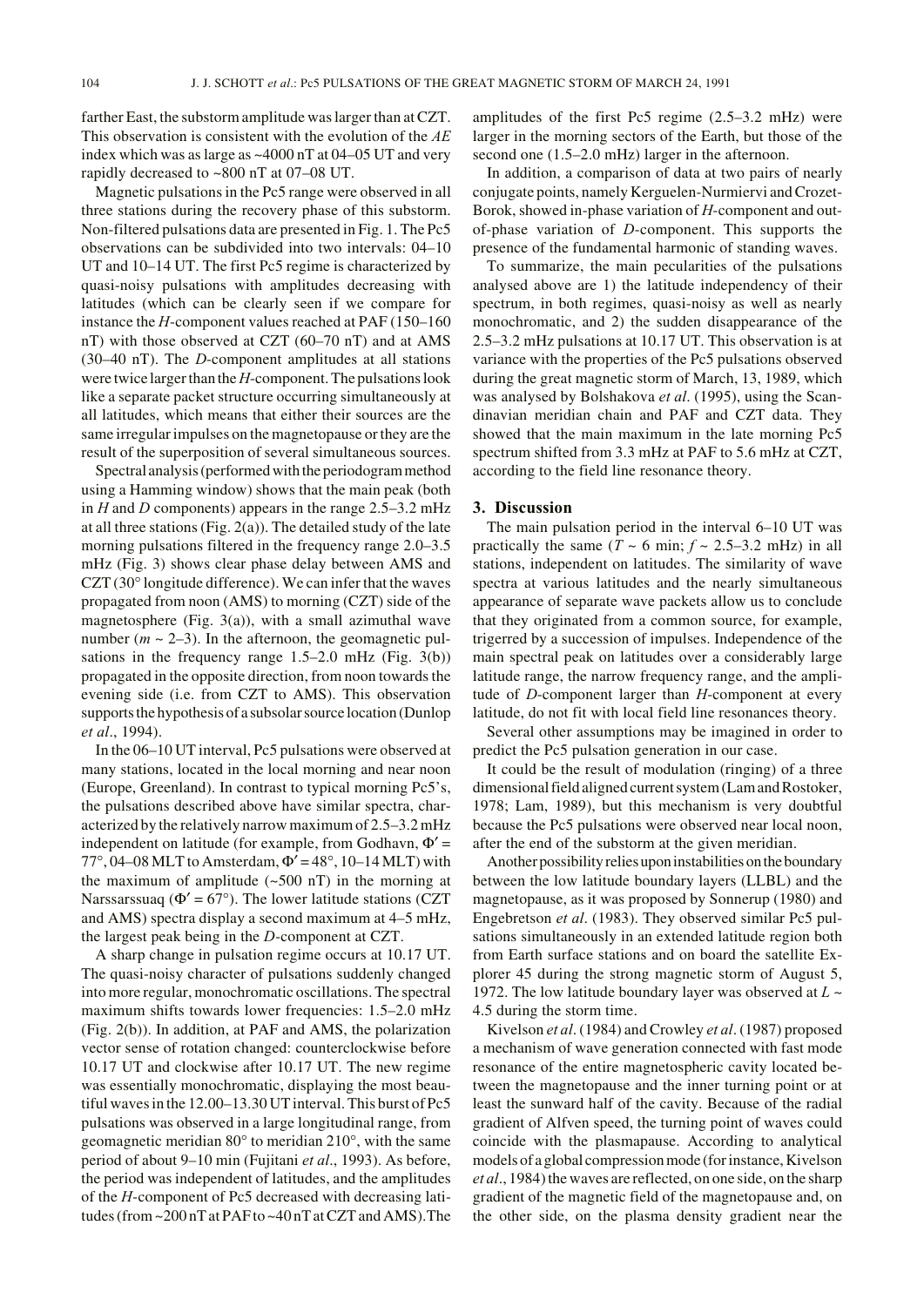farther East, the substorm amplitude was larger than at CZT. This observation is consistent with the evolution of the *AE* index which was as large as ~4000 nT at 04–05 UT and very rapidly decreased to ~800 nT at 07–08 UT.

Magnetic pulsations in the Pc5 range were observed in all three stations during the recovery phase of this substorm. Non-filtered pulsations data are presented in Fig. 1. The Pc5 observations can be subdivided into two intervals: 04–10 UT and 10–14 UT. The first Pc5 regime is characterized by quasi-noisy pulsations with amplitudes decreasing with latitudes (which can be clearly seen if we compare for instance the *H*-component values reached at PAF (150–160 nT) with those observed at CZT (60–70 nT) and at AMS (30–40 nT). The *D*-component amplitudes at all stations were twice larger than the *H*-component. The pulsations look like a separate packet structure occurring simultaneously at all latitudes, which means that either their sources are the same irregular impulses on the magnetopause or they are the result of the superposition of several simultaneous sources.

Spectral analysis (performed with the periodogram method using a Hamming window) shows that the main peak (both in *H* and *D* components) appears in the range 2.5–3.2 mHz at all three stations (Fig. 2(a)). The detailed study of the late morning pulsations filtered in the frequency range 2.0–3.5 mHz (Fig. 3) shows clear phase delay between AMS and CZT (30° longitude difference). We can infer that the waves propagated from noon (AMS) to morning (CZT) side of the magnetosphere (Fig. 3(a)), with a small azimuthal wave number ($m \sim 2$–$3$). In the afternoon, the geomagnetic pulsations in the frequency range 1.5–2.0 mHz (Fig. 3(b)) propagated in the opposite direction, from noon towards the evening side (i.e. from CZT to AMS). This observation supports the hypothesis of a subsolar source location (Dunlop *et al*., 1994).

In the 06–10 UT interval, Pc5 pulsations were observed at many stations, located in the local morning and near noon (Europe, Greenland). In contrast to typical morning Pc5's, the pulsations described above have similar spectra, characterized by the relatively narrow maximum of 2.5–3.2 mHz independent on latitude (for example, from Godhavn, $\Phi' = 77°$, 04–08 MLT to Amsterdam, $\Phi' = 48°$, 10–14 MLT) with the maximum of amplitude (~500 nT) in the morning at Narssarssuaq ($\Phi' = 67°$). The lower latitude stations (CZT and AMS) spectra display a second maximum at 4–5 mHz, the largest peak being in the *D*-component at CZT.

A sharp change in pulsation regime occurs at 10.17 UT. The quasi-noisy character of pulsations suddenly changed into more regular, monochromatic oscillations. The spectral maximum shifts towards lower frequencies: 1.5–2.0 mHz (Fig. 2(b)). In addition, at PAF and AMS, the polarization vector sense of rotation changed: counterclockwise before 10.17 UT and clockwise after 10.17 UT. The new regime was essentially monochromatic, displaying the most beautiful waves in the 12.00–13.30 UT interval. This burst of Pc5 pulsations was observed in a large longitudinal range, from geomagnetic meridian 80° to meridian 210°, with the same period of about 9–10 min (Fujitani *et al*., 1993). As before, the period was independent of latitudes, and the amplitudes of the *H*-component of Pc5 decreased with decreasing latitudes (from ~200 nT at PAF to ~40 nT at CZT and AMS). The amplitudes of the first Pc5 regime (2.5–3.2 mHz) were larger in the morning sectors of the Earth, but those of the second one (1.5–2.0 mHz) larger in the afternoon.

In addition, a comparison of data at two pairs of nearly conjugate points, namely Kerguelen-Nurmiervi and Crozet-Borok, showed in-phase variation of *H*-component and out-of-phase variation of *D*-component. This supports the presence of the fundamental harmonic of standing waves.

To summarize, the main peculiarities of the pulsations analysed above are 1) the latitude independency of their spectrum, in both regimes, quasi-noisy as well as nearly monochromatic, and 2) the sudden disappearance of the 2.5–3.2 mHz pulsations at 10.17 UT. This observation is at variance with the properties of the Pc5 pulsations observed during the great magnetic storm of March, 13, 1989, which was analysed by Bolshakova *et al*. (1995), using the Scandinavian meridian chain and PAF and CZT data. They showed that the main maximum in the late morning Pc5 spectrum shifted from 3.3 mHz at PAF to 5.6 mHz at CZT, according to the field line resonance theory.

## 3. Discussion

The main pulsation period in the interval 6–10 UT was practically the same ($T \sim 6$ min; $f \sim 2.5$–$3.2$ mHz) in all stations, independent on latitudes. The similarity of wave spectra at various latitudes and the nearly simultaneous appearance of separate wave packets allow us to conclude that they originated from a common source, for example, trigerred by a succession of impulses. Independence of the main spectral peak on latitudes over a considerably large latitude range, the narrow frequency range, and the amplitude of *D*-component larger than *H*-component at every latitude, do not fit with local field line resonances theory.

Several other assumptions may be imagined in order to predict the Pc5 pulsation generation in our case.

It could be the result of modulation (ringing) of a three dimensional field aligned current system (Lam and Rostoker, 1978; Lam, 1989), but this mechanism is very doubtful because the Pc5 pulsations were observed near local noon, after the end of the substorm at the given meridian.

Another possibility relies upon instabilities on the boundary between the low latitude boundary layers (LLBL) and the magnetopause, as it was proposed by Sonnerup (1980) and Engebretson *et al*. (1983). They observed similar Pc5 pulsations simultaneously in an extended latitude region both from Earth surface stations and on board the satellite Explorer 45 during the strong magnetic storm of August 5, 1972. The low latitude boundary layer was observed at $L \sim 4.5$ during the storm time.

Kivelson *et al*. (1984) and Crowley *et al*. (1987) proposed a mechanism of wave generation connected with fast mode resonance of the entire magnetospheric cavity located between the magnetopause and the inner turning point or at least the sunward half of the cavity. Because of the radial gradient of Alfven speed, the turning point of waves could coincide with the plasmapause. According to analytical models of a global compression mode (for instance, Kivelson *et al*., 1984) the waves are reflected, on one side, on the sharp gradient of the magnetic field of the magnetopause and, on the other side, on the plasma density gradient near the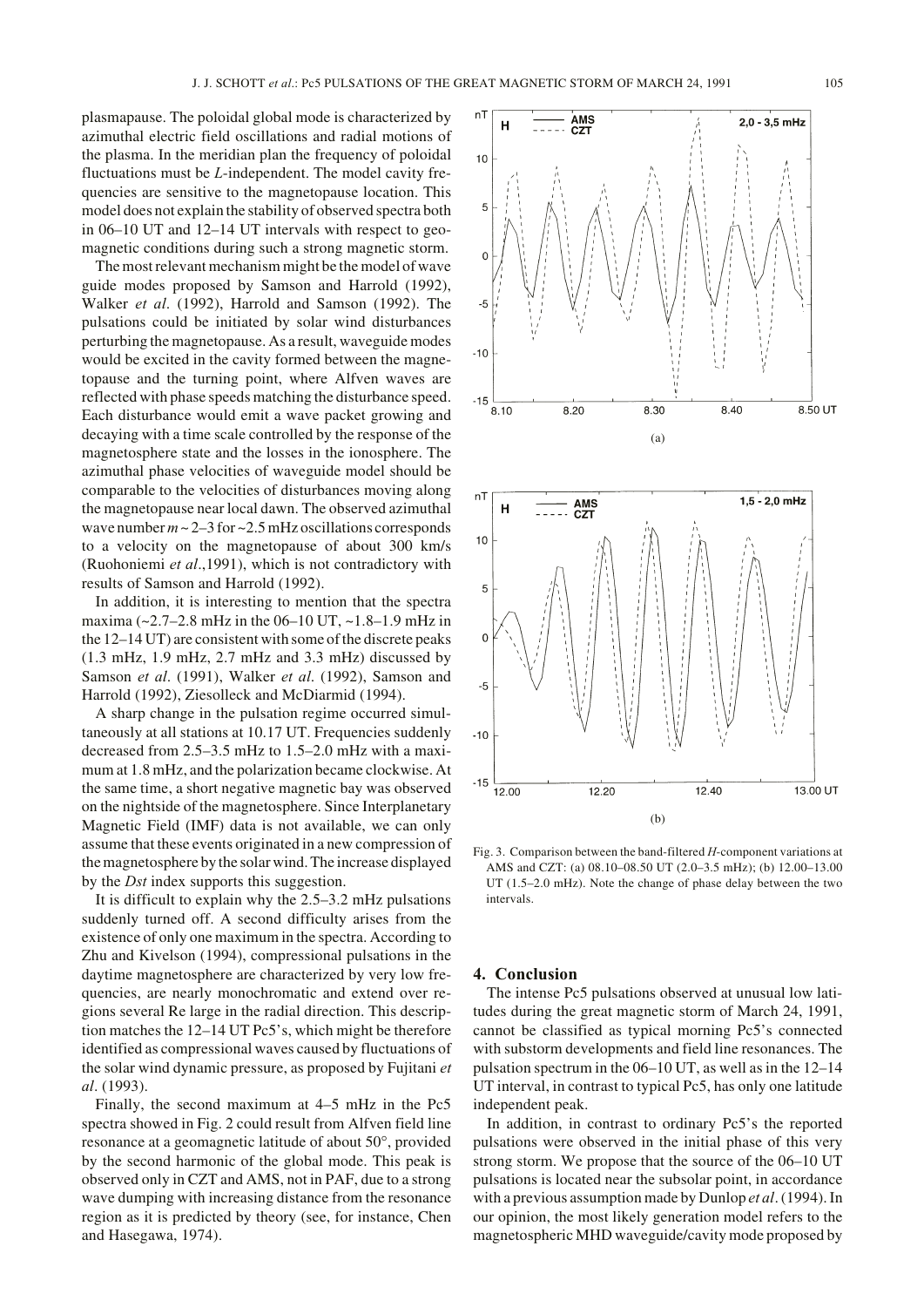plasmapause. The poloidal global mode is characterized by azimuthal electric field oscillations and radial motions of the plasma. In the meridian plan the frequency of poloidal fluctuations must be $L$-independent. The model cavity frequencies are sensitive to the magnetopause location. This model does not explain the stability of observed spectra both in 06–10 UT and 12–14 UT intervals with respect to geomagnetic conditions during such a strong magnetic storm.

The most relevant mechanism might be the model of wave guide modes proposed by Samson and Harrold (1992), Walker *et al*. (1992), Harrold and Samson (1992). The pulsations could be initiated by solar wind disturbances perturbing the magnetopause. As a result, waveguide modes would be excited in the cavity formed between the magnetopause and the turning point, where Alfven waves are reflected with phase speeds matching the disturbance speed. Each disturbance would emit a wave packet growing and decaying with a time scale controlled by the response of the magnetosphere state and the losses in the ionosphere. The azimuthal phase velocities of waveguide model should be comparable to the velocities of disturbances moving along the magnetopause near local dawn. The observed azimuthal wave number $m \sim 2$–3 for ~2.5 mHz oscillations corresponds to a velocity on the magnetopause of about 300 km/s (Ruohoniemi *et al*.,1991), which is not contradictory with results of Samson and Harrold (1992).

In addition, it is interesting to mention that the spectra maxima (~2.7–2.8 mHz in the 06–10 UT, ~1.8–1.9 mHz in the 12–14 UT) are consistent with some of the discrete peaks (1.3 mHz, 1.9 mHz, 2.7 mHz and 3.3 mHz) discussed by Samson *et al*. (1991), Walker *et al*. (1992), Samson and Harrold (1992), Ziesolleck and McDiarmid (1994).

A sharp change in the pulsation regime occurred simultaneously at all stations at 10.17 UT. Frequencies suddenly decreased from 2.5–3.5 mHz to 1.5–2.0 mHz with a maximum at 1.8 mHz, and the polarization became clockwise. At the same time, a short negative magnetic bay was observed on the nightside of the magnetosphere. Since Interplanetary Magnetic Field (IMF) data is not available, we can only assume that these events originated in a new compression of the magnetosphere by the solar wind. The increase displayed by the *Dst* index supports this suggestion.

It is difficult to explain why the 2.5–3.2 mHz pulsations suddenly turned off. A second difficulty arises from the existence of only one maximum in the spectra. According to Zhu and Kivelson (1994), compressional pulsations in the daytime magnetosphere are characterized by very low frequencies, are nearly monochromatic and extend over regions several Re large in the radial direction. This description matches the 12–14 UT Pc5's, which might be therefore identified as compressional waves caused by fluctuations of the solar wind dynamic pressure, as proposed by Fujitani *et al*. (1993).

Finally, the second maximum at 4–5 mHz in the Pc5 spectra showed in Fig. 2 could result from Alfven field line resonance at a geomagnetic latitude of about 50°, provided by the second harmonic of the global mode. This peak is observed only in CZT and AMS, not in PAF, due to a strong wave dumping with increasing distance from the resonance region as it is predicted by theory (see, for instance, Chen and Hasegawa, 1974).

nT
H
AMS
CZT
2,0 - 3,5 mHz
10
5
0
-5
-10
-15
8.10
8.20
8.30
8.40
8.50 UT
(a)

nT
H
AMS
CZT
1,5 - 2,0 mHz
10
5
0
-5
-10
-15
12.00
12.20
12.40
13.00 UT
(b)

Fig. 3. Comparison between the band-filtered $H$-component variations at AMS and CZT: (a) 08.10–08.50 UT (2.0–3.5 mHz); (b) 12.00–13.00 UT (1.5–2.0 mHz). Note the change of phase delay between the two intervals.

## 4. Conclusion

The intense Pc5 pulsations observed at unusual low latitudes during the great magnetic storm of March 24, 1991, cannot be classified as typical morning Pc5's connected with substorm developments and field line resonances. The pulsation spectrum in the 06–10 UT, as well as in the 12–14 UT interval, in contrast to typical Pc5, has only one latitude independent peak.

In addition, in contrast to ordinary Pc5's the reported pulsations were observed in the initial phase of this very strong storm. We propose that the source of the 06–10 UT pulsations is located near the subsolar point, in accordance with a previous assumption made by Dunlop *et al*. (1994). In our opinion, the most likely generation model refers to the magnetospheric MHD waveguide/cavity mode proposed by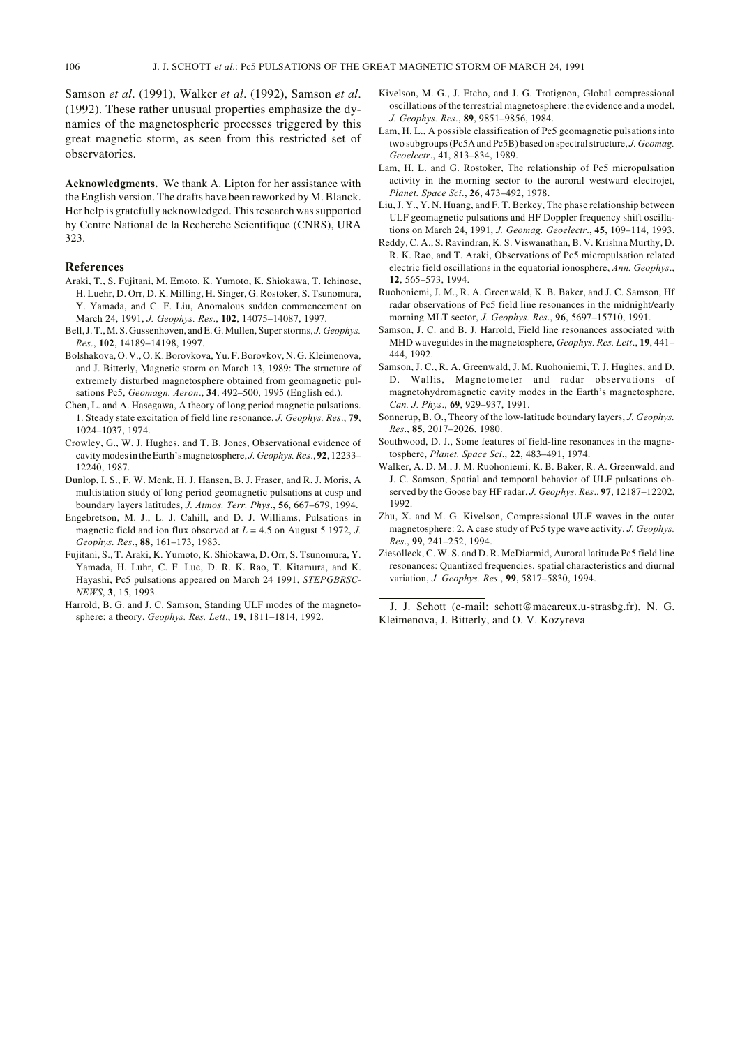Samson *et al*. (1991), Walker *et al*. (1992), Samson *et al*. (1992). These rather unusual properties emphasize the dynamics of the magnetospheric processes triggered by this great magnetic storm, as seen from this restricted set of observatories.

**Acknowledgments.** We thank A. Lipton for her assistance with the English version. The drafts have been reworked by M. Blanck. Her help is gratefully acknowledged. This research was supported by Centre National de la Recherche Scientifique (CNRS), URA 323.

## References

Araki, T., S. Fujitani, M. Emoto, K. Yumoto, K. Shiokawa, T. Ichinose, H. Luehr, D. Orr, D. K. Milling, H. Singer, G. Rostoker, S. Tsunomura, Y. Yamada, and C. F. Liu, Anomalous sudden commencement on March 24, 1991, *J. Geophys. Res*., **102**, 14075–14087, 1997.

Bell, J. T., M. S. Gussenhoven, and E. G. Mullen, Super storms, *J. Geophys. Res*., **102**, 14189–14198, 1997.

Bolshakova, O. V., O. K. Borovkova, Yu. F. Borovkov, N. G. Kleimenova, and J. Bitterly, Magnetic storm on March 13, 1989: The structure of extremely disturbed magnetosphere obtained from geomagnetic pulsations Pc5, *Geomagn. Aeron*., **34**, 492–500, 1995 (English ed.).

Chen, L. and A. Hasegawa, A theory of long period magnetic pulsations. 1. Steady state excitation of field line resonance, *J. Geophys. Res*., **79**, 1024–1037, 1974.

Crowley, G., W. J. Hughes, and T. B. Jones, Observational evidence of cavity modes in the Earth's magnetosphere, *J. Geophys. Res*., **92**, 12233–12240, 1987.

Dunlop, I. S., F. W. Menk, H. J. Hansen, B. J. Fraser, and R. J. Moris, A multistation study of long period geomagnetic pulsations at cusp and boundary layers latitudes, *J. Atmos. Terr. Phys*., **56**, 667–679, 1994.

Engebretson, M. J., L. J. Cahill, and D. J. Williams, Pulsations in magnetic field and ion flux observed at $L = 4.5$ on August 5 1972, *J. Geophys. Res*., **88**, 161–173, 1983.

Fujitani, S., T. Araki, K. Yumoto, K. Shiokawa, D. Orr, S. Tsunomura, Y. Yamada, H. Luhr, C. F. Lue, D. R. K. Rao, T. Kitamura, and K. Hayashi, Pc5 pulsations appeared on March 24 1991, *STEPGBRSC-NEWS*, **3**, 15, 1993.

Harrold, B. G. and J. C. Samson, Standing ULF modes of the magnetosphere: a theory, *Geophys. Res. Lett*., **19**, 1811–1814, 1992.

Kivelson, M. G., J. Etcho, and J. G. Trotignon, Global compressional oscillations of the terrestrial magnetosphere: the evidence and a model, *J. Geophys. Res*., **89**, 9851–9856, 1984.

Lam, H. L., A possible classification of Pc5 geomagnetic pulsations into two subgroups (Pc5A and Pc5B) based on spectral structure, *J. Geomag. Geoelectr*., **41**, 813–834, 1989.

Lam, H. L. and G. Rostoker, The relationship of Pc5 micropulsation activity in the morning sector to the auroral westward electrojet, *Planet. Space Sci*., **26**, 473–492, 1978.

Liu, J. Y., Y. N. Huang, and F. T. Berkey, The phase relationship between ULF geomagnetic pulsations and HF Doppler frequency shift oscillations on March 24, 1991, *J. Geomag. Geoelectr*., **45**, 109–114, 1993.

Reddy, C. A., S. Ravindran, K. S. Viswanathan, B. V. Krishna Murthy, D. R. K. Rao, and T. Araki, Observations of Pc5 micropulsation related electric field oscillations in the equatorial ionosphere, *Ann. Geophys*., **12**, 565–573, 1994.

Ruohoniemi, J. M., R. A. Greenwald, K. B. Baker, and J. C. Samson, Hf radar observations of Pc5 field line resonances in the midnight/early morning MLT sector, *J. Geophys. Res*., **96**, 5697–15710, 1991.

Samson, J. C. and B. J. Harrold, Field line resonances associated with MHD waveguides in the magnetosphere, *Geophys. Res. Lett*., **19**, 441–444, 1992.

Samson, J. C., R. A. Greenwald, J. M. Ruohoniemi, T. J. Hughes, and D. D. Wallis, Magnetometer and radar observations of magnetohydromagnetic cavity modes in the Earth's magnetosphere, *Can. J. Phys*., **69**, 929–937, 1991.

Sonnerup, B. O., Theory of the low-latitude boundary layers, *J. Geophys. Res*., **85**, 2017–2026, 1980.

Southwood, D. J., Some features of field-line resonances in the magnetosphere, *Planet. Space Sci*., **22**, 483–491, 1974.

Walker, A. D. M., J. M. Ruohoniemi, K. B. Baker, R. A. Greenwald, and J. C. Samson, Spatial and temporal behavior of ULF pulsations observed by the Goose bay HF radar, *J. Geophys. Res*., **97**, 12187–12202, 1992.

Zhu, X. and M. G. Kivelson, Compressional ULF waves in the outer magnetosphere: 2. A case study of Pc5 type wave activity, *J. Geophys. Res*., **99**, 241–252, 1994.

Ziesolleck, C. W. S. and D. R. McDiarmid, Auroral latitude Pc5 field line resonances: Quantized frequencies, spatial characteristics and diurnal variation, *J. Geophys. Res*., **99**, 5817–5830, 1994.

---

J. J. Schott (e-mail: schott@macareux.u-strasbg.fr), N. G. Kleimenova, J. Bitterly, and O. V. Kozyreva